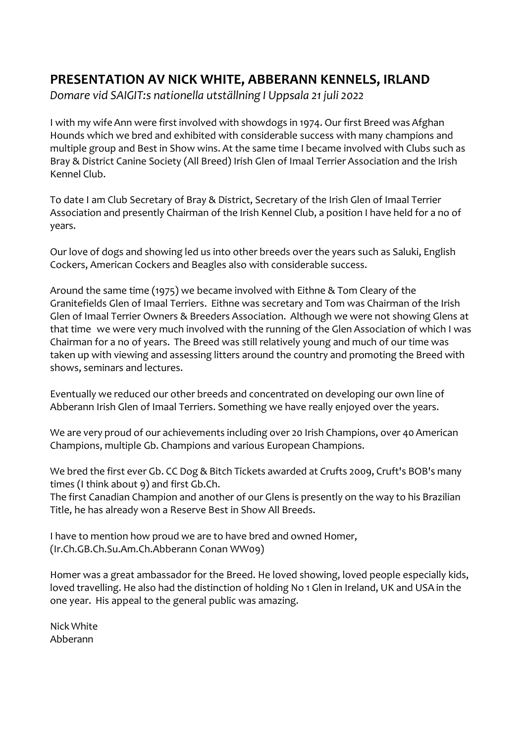## PRESENTATION AV NICK WHITE, ABBERANN KENNELS, IRLAND

*Domare vid SAIGIT:s nationella utställning I Uppsala 21 juli 2022*

I with my wife Ann were first involved with showdogs in 1974. Our first Breed was Afghan Hounds which we bred and exhibited with considerable success with many champions and multiple group and Best in Show wins. At the same time I became involved with Clubs such as Bray & District Canine Society (All Breed) Irish Glen of Imaal Terrier Association and the Irish Kennel Club.

To date I am Club Secretary of Bray & District, Secretary of the Irish Glen of Imaal Terrier Association and presently Chairman of the Irish Kennel Club, a position I have held for a no of years.

Our love of dogs and showing led us into other breeds over the years such as Saluki, English Cockers, American Cockers and Beagles also with considerable success.

Around the same time (1975) we became involved with Eithne & Tom Cleary of the Granitefields Glen of Imaal Terriers. Eithne was secretary and Tom was Chairman of the Irish Glen of Imaal Terrier Owners & Breeders Association. Although we were not showing Glens at that time we were very much involved with the running of the Glen Association of which I was Chairman for a no of years. The Breed was still relatively young and much of our time was taken up with viewing and assessing litters around the country and promoting the Breed with shows, seminars and lectures.

Eventually we reduced our other breeds and concentrated on developing our own line of Abberann Irish Glen of Imaal Terriers. Something we have really enjoyed over the years.

We are very proud of our achievements including over 20 Irish Champions, over 40 American Champions, multiple Gb. Champions and various European Champions.

We bred the first ever Gb. CC Dog & Bitch Tickets awarded at Crufts 2009, Cruft's BOB's many times (I think about 9) and first Gb.Ch.
The first Canadian Champion and another of our Glens is presently on the way to his Brazilian Title, he has already won a Reserve Best in Show All Breeds.

I have to mention how proud we are to have bred and owned Homer,
(Ir.Ch.GB.Ch.Su.Am.Ch.Abberann Conan WW09)

Homer was a great ambassador for the Breed. He loved showing, loved people especially kids, loved travelling. He also had the distinction of holding No 1 Glen in Ireland, UK and USA in the one year. His appeal to the general public was amazing.

Nick White
Abberann